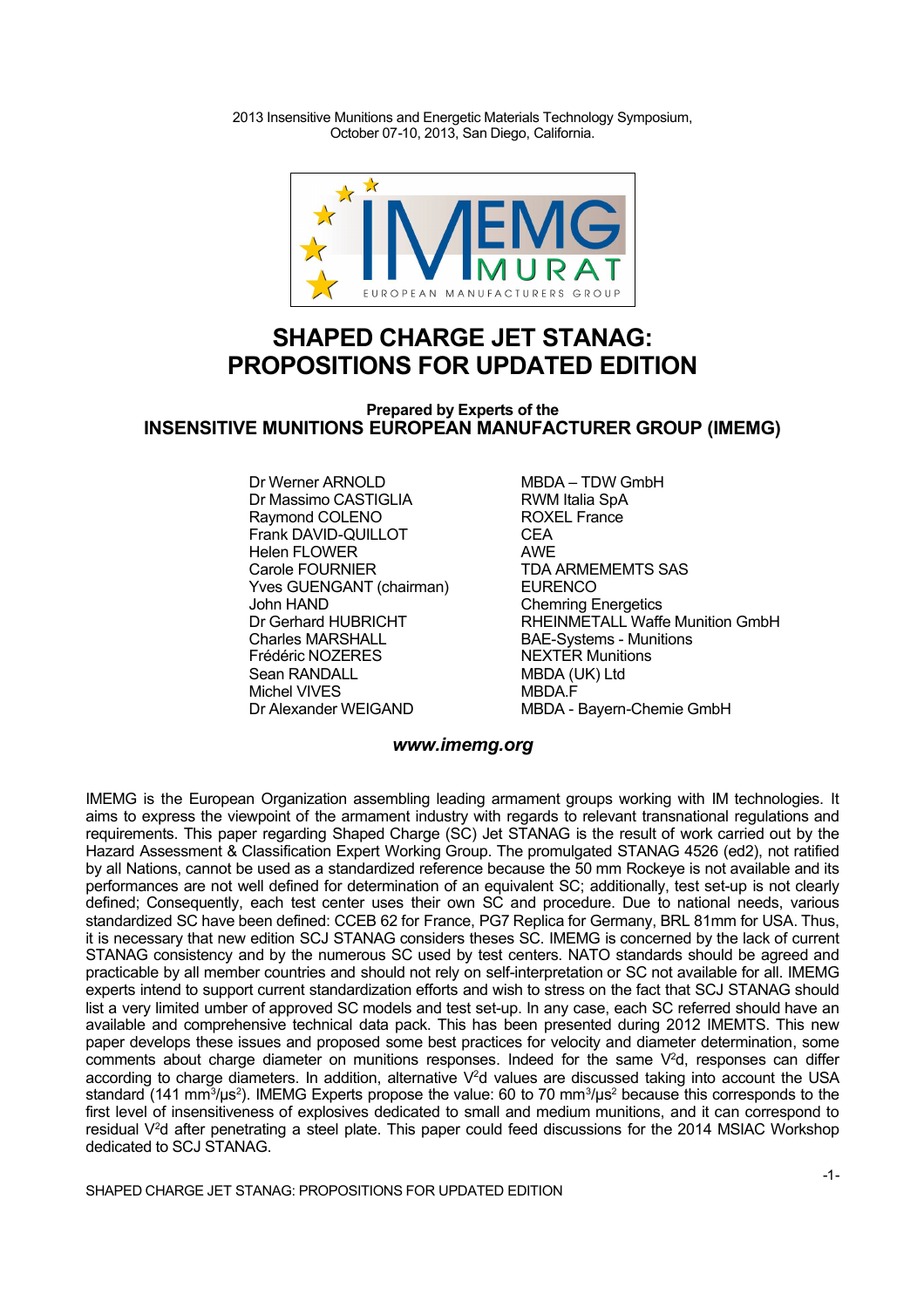2013 Insensitive Munitions and Energetic Materials Technology Symposium,
October 07-10, 2013, San Diego, California.

# SHAPED CHARGE JET STANAG: PROPOSITIONS FOR UPDATED EDITION

**Prepared by Experts of the**
**INSENSITIVE MUNITIONS EUROPEAN MANUFACTURER GROUP (IMEMG)**

| | |
|---|---|
| Dr Werner ARNOLD | MBDA – TDW GmbH |
| Dr Massimo CASTIGLIA | RWM Italia SpA |
| Raymond COLENO | ROXEL France |
| Frank DAVID-QUILLOT | CEA |
| Helen FLOWER | AWE |
| Carole FOURNIER | TDA ARMEMEMTS SAS |
| Yves GUENGANT (chairman) | EURENCO |
| John HAND | Chemring Energetics |
| Dr Gerhard HUBRICHT | RHEINMETALL Waffe Munition GmbH |
| Charles MARSHALL | BAE-Systems - Munitions |
| Frédéric NOZERES | NEXTER Munitions |
| Sean RANDALL | MBDA (UK) Ltd |
| Michel VIVES | MBDA.F |
| Dr Alexander WEIGAND | MBDA - Bayern-Chemie GmbH |

***www.imemg.org***

IMEMG is the European Organization assembling leading armament groups working with IM technologies. It aims to express the viewpoint of the armament industry with regards to relevant transnational regulations and requirements. This paper regarding Shaped Charge (SC) Jet STANAG is the result of work carried out by the Hazard Assessment & Classification Expert Working Group. The promulgated STANAG 4526 (ed2), not ratified by all Nations, cannot be used as a standardized reference because the 50 mm Rockeye is not available and its performances are not well defined for determination of an equivalent SC; additionally, test set-up is not clearly defined; Consequently, each test center uses their own SC and procedure. Due to national needs, various standardized SC have been defined: CCEB 62 for France, PG7 Replica for Germany, BRL 81mm for USA. Thus, it is necessary that new edition SCJ STANAG considers theses SC. IMEMG is concerned by the lack of current STANAG consistency and by the numerous SC used by test centers. NATO standards should be agreed and practicable by all member countries and should not rely on self-interpretation or SC not available for all. IMEMG experts intend to support current standardization efforts and wish to stress on the fact that SCJ STANAG should list a very limited umber of approved SC models and test set-up. In any case, each SC referred should have an available and comprehensive technical data pack. This has been presented during 2012 IMEMTS. This new paper develops these issues and proposed some best practices for velocity and diameter determination, some comments about charge diameter on munitions responses. Indeed for the same $V^2d$, responses can differ according to charge diameters. In addition, alternative $V^2d$ values are discussed taking into account the USA standard (141 $mm^3/\mu s^2$). IMEMG Experts propose the value: 60 to 70 $mm^3/\mu s^2$ because this corresponds to the first level of insensitiveness of explosives dedicated to small and medium munitions, and it can correspond to residual $V^2d$ after penetrating a steel plate. This paper could feed discussions for the 2014 MSIAC Workshop dedicated to SCJ STANAG.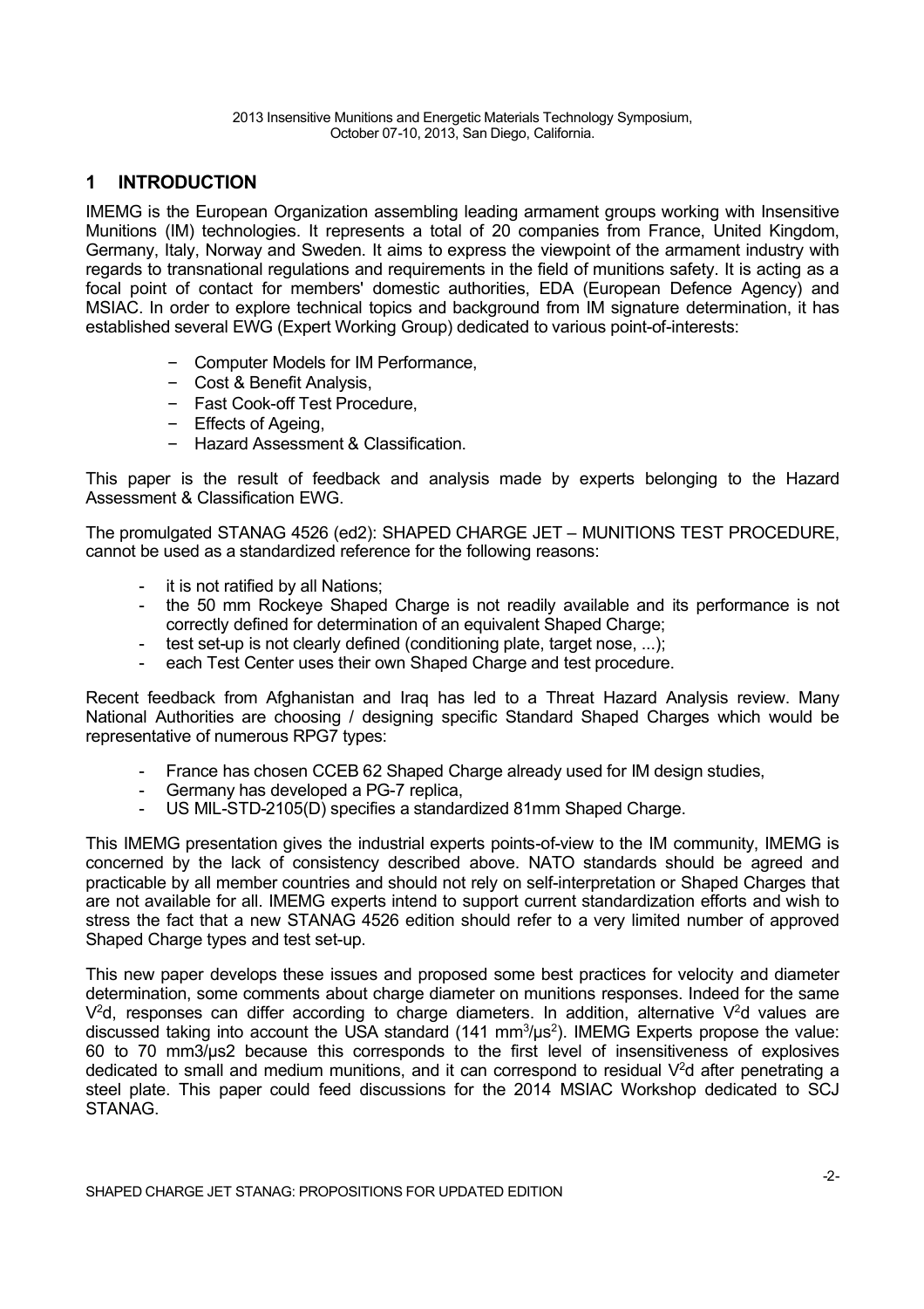# 1 INTRODUCTION

IMEMG is the European Organization assembling leading armament groups working with Insensitive Munitions (IM) technologies. It represents a total of 20 companies from France, United Kingdom, Germany, Italy, Norway and Sweden. It aims to express the viewpoint of the armament industry with regards to transnational regulations and requirements in the field of munitions safety. It is acting as a focal point of contact for members' domestic authorities, EDA (European Defence Agency) and MSIAC. In order to explore technical topics and background from IM signature determination, it has established several EWG (Expert Working Group) dedicated to various point-of-interests:

- Computer Models for IM Performance,
- Cost & Benefit Analysis,
- Fast Cook-off Test Procedure,
- Effects of Ageing,
- Hazard Assessment & Classification.

This paper is the result of feedback and analysis made by experts belonging to the Hazard Assessment & Classification EWG.

The promulgated STANAG 4526 (ed2): SHAPED CHARGE JET – MUNITIONS TEST PROCEDURE, cannot be used as a standardized reference for the following reasons:

- it is not ratified by all Nations;
- the 50 mm Rockeye Shaped Charge is not readily available and its performance is not correctly defined for determination of an equivalent Shaped Charge;
- test set-up is not clearly defined (conditioning plate, target nose, ...);
- each Test Center uses their own Shaped Charge and test procedure.

Recent feedback from Afghanistan and Iraq has led to a Threat Hazard Analysis review. Many National Authorities are choosing / designing specific Standard Shaped Charges which would be representative of numerous RPG7 types:

- France has chosen CCEB 62 Shaped Charge already used for IM design studies,
- Germany has developed a PG-7 replica,
- US MIL-STD-2105(D) specifies a standardized 81mm Shaped Charge.

This IMEMG presentation gives the industrial experts points-of-view to the IM community, IMEMG is concerned by the lack of consistency described above. NATO standards should be agreed and practicable by all member countries and should not rely on self-interpretation or Shaped Charges that are not available for all. IMEMG experts intend to support current standardization efforts and wish to stress the fact that a new STANAG 4526 edition should refer to a very limited number of approved Shaped Charge types and test set-up.

This new paper develops these issues and proposed some best practices for velocity and diameter determination, some comments about charge diameter on munitions responses. Indeed for the same $V^2d$, responses can differ according to charge diameters. In addition, alternative $V^2d$ values are discussed taking into account the USA standard (141 $mm^3/\mu s^2$). IMEMG Experts propose the value: 60 to 70 $mm3/\mu s2$ because this corresponds to the first level of insensitiveness of explosives dedicated to small and medium munitions, and it can correspond to residual $V^2d$ after penetrating a steel plate. This paper could feed discussions for the 2014 MSIAC Workshop dedicated to SCJ STANAG.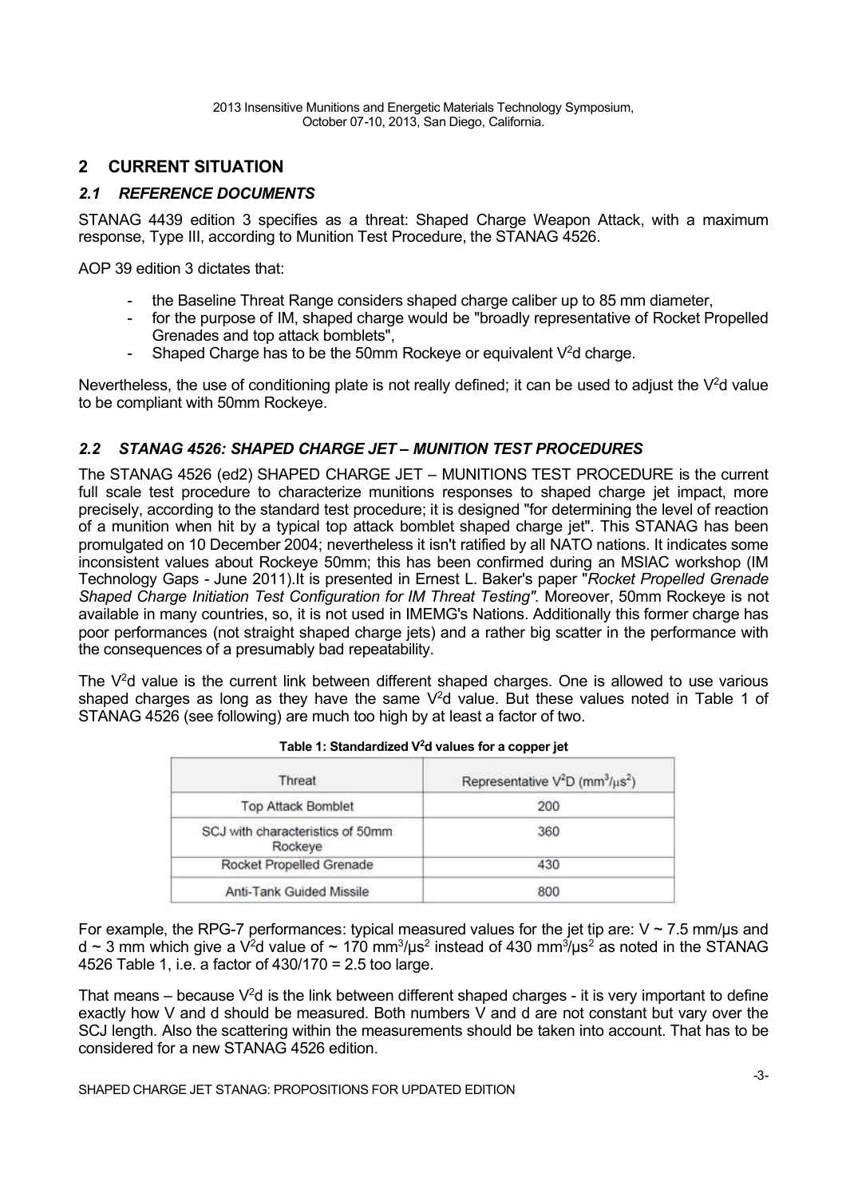## 2 CURRENT SITUATION

### 2.1 REFERENCE DOCUMENTS

STANAG 4439 edition 3 specifies as a threat: Shaped Charge Weapon Attack, with a maximum response, Type III, according to Munition Test Procedure, the STANAG 4526.

AOP 39 edition 3 dictates that:

- the Baseline Threat Range considers shaped charge caliber up to 85 mm diameter,
- for the purpose of IM, shaped charge would be "broadly representative of Rocket Propelled Grenades and top attack bomblets",
- Shaped Charge has to be the 50mm Rockeye or equivalent $V^2d$ charge.

Nevertheless, the use of conditioning plate is not really defined; it can be used to adjust the $V^2d$ value to be compliant with 50mm Rockeye.

### 2.2 STANAG 4526: SHAPED CHARGE JET – MUNITION TEST PROCEDURES

The STANAG 4526 (ed2) SHAPED CHARGE JET – MUNITIONS TEST PROCEDURE is the current full scale test procedure to characterize munitions responses to shaped charge jet impact, more precisely, according to the standard test procedure; it is designed "for determining the level of reaction of a munition when hit by a typical top attack bomblet shaped charge jet". This STANAG has been promulgated on 10 December 2004; nevertheless it isn't ratified by all NATO nations. It indicates some inconsistent values about Rockeye 50mm; this has been confirmed during an MSIAC workshop (IM Technology Gaps - June 2011).It is presented in Ernest L. Baker's paper "*Rocket Propelled Grenade Shaped Charge Initiation Test Configuration for IM Threat Testing".* Moreover, 50mm Rockeye is not available in many countries, so, it is not used in IMEMG's Nations. Additionally this former charge has poor performances (not straight shaped charge jets) and a rather big scatter in the performance with the consequences of a presumably bad repeatability.

The $V^2d$ value is the current link between different shaped charges. One is allowed to use various shaped charges as long as they have the same $V^2d$ value. But these values noted in Table 1 of STANAG 4526 (see following) are much too high by at least a factor of two.

**Table 1: Standardized $V^2d$ values for a copper jet**

| Threat | Representative $V^2D$ ($mm^3/\mu s^2$) |
|---|---|
| Top Attack Bomblet | 200 |
| SCJ with characteristics of 50mm Rockeye | 360 |
| Rocket Propelled Grenade | 430 |
| Anti-Tank Guided Missile | 800 |

For example, the RPG-7 performances: typical measured values for the jet tip are: $V \sim 7.5$ mm/µs and $d \sim 3$ mm which give a $V^2d$ value of $\sim 170$ $mm^3/\mu s^2$ instead of 430 $mm^3/\mu s^2$ as noted in the STANAG 4526 Table 1, i.e. a factor of 430/170 = 2.5 too large.

That means – because $V^2d$ is the link between different shaped charges - it is very important to define exactly how V and d should be measured. Both numbers V and d are not constant but vary over the SCJ length. Also the scattering within the measurements should be taken into account. That has to be considered for a new STANAG 4526 edition.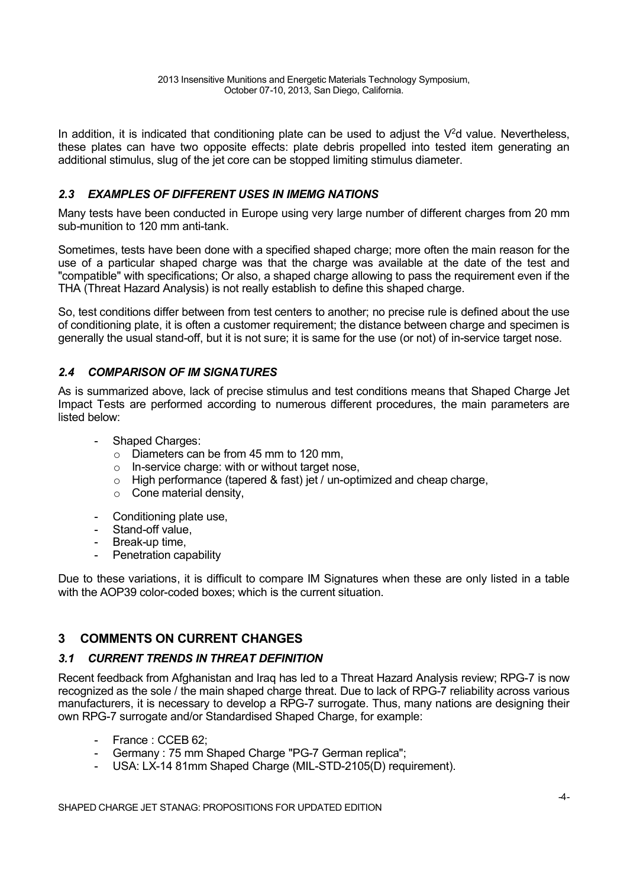In addition, it is indicated that conditioning plate can be used to adjust the $V^2d$ value. Nevertheless, these plates can have two opposite effects: plate debris propelled into tested item generating an additional stimulus, slug of the jet core can be stopped limiting stimulus diameter.

### *2.3 EXAMPLES OF DIFFERENT USES IN IMEMG NATIONS*

Many tests have been conducted in Europe using very large number of different charges from 20 mm sub-munition to 120 mm anti-tank.

Sometimes, tests have been done with a specified shaped charge; more often the main reason for the use of a particular shaped charge was that the charge was available at the date of the test and "compatible" with specifications; Or also, a shaped charge allowing to pass the requirement even if the THA (Threat Hazard Analysis) is not really establish to define this shaped charge.

So, test conditions differ between from test centers to another; no precise rule is defined about the use of conditioning plate, it is often a customer requirement; the distance between charge and specimen is generally the usual stand-off, but it is not sure; it is same for the use (or not) of in-service target nose.

### *2.4 COMPARISON OF IM SIGNATURES*

As is summarized above, lack of precise stimulus and test conditions means that Shaped Charge Jet Impact Tests are performed according to numerous different procedures, the main parameters are listed below:

- Shaped Charges:
  - Diameters can be from 45 mm to 120 mm,
  - In-service charge: with or without target nose,
  - High performance (tapered & fast) jet / un-optimized and cheap charge,
  - Cone material density,
- Conditioning plate use,
- Stand-off value,
- Break-up time,
- Penetration capability

Due to these variations, it is difficult to compare IM Signatures when these are only listed in a table with the AOP39 color-coded boxes; which is the current situation.

## 3 COMMENTS ON CURRENT CHANGES

### *3.1 CURRENT TRENDS IN THREAT DEFINITION*

Recent feedback from Afghanistan and Iraq has led to a Threat Hazard Analysis review; RPG-7 is now recognized as the sole / the main shaped charge threat. Due to lack of RPG-7 reliability across various manufacturers, it is necessary to develop a RPG-7 surrogate. Thus, many nations are designing their own RPG-7 surrogate and/or Standardised Shaped Charge, for example:

- France : CCEB 62;
- Germany : 75 mm Shaped Charge "PG-7 German replica";
- USA: LX-14 81mm Shaped Charge (MIL-STD-2105(D) requirement).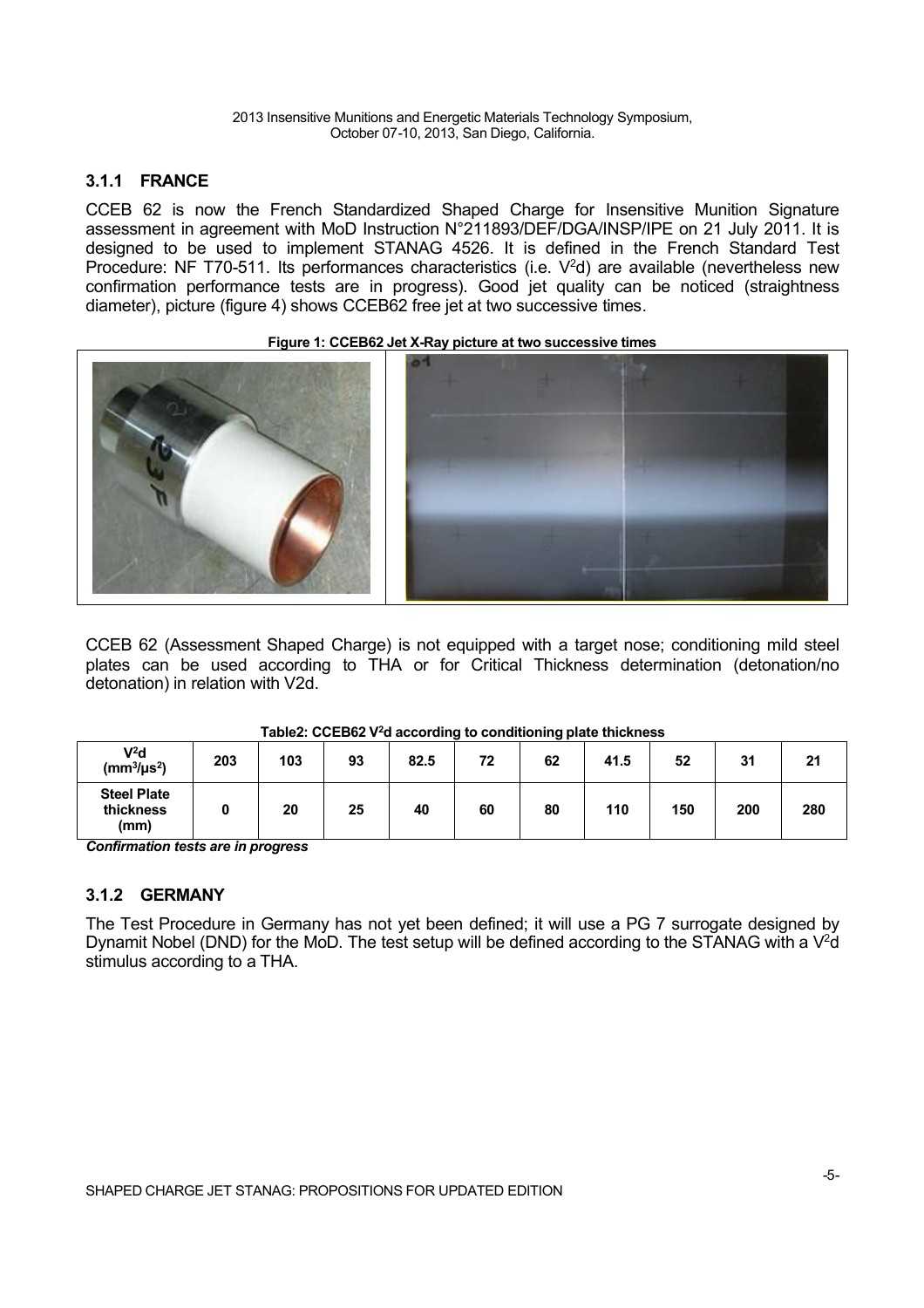### 3.1.1 FRANCE

CCEB 62 is now the French Standardized Shaped Charge for Insensitive Munition Signature assessment in agreement with MoD Instruction N°211893/DEF/DGA/INSP/IPE on 21 July 2011. It is designed to be used to implement STANAG 4526. It is defined in the French Standard Test Procedure: NF T70-511. Its performances characteristics (i.e. $V^2d$) are available (nevertheless new confirmation performance tests are in progress). Good jet quality can be noticed (straightness diameter), picture (figure 4) shows CCEB62 free jet at two successive times.

**Figure 1: CCEB62 Jet X-Ray picture at two successive times**

CCEB 62 (Assessment Shaped Charge) is not equipped with a target nose; conditioning mild steel plates can be used according to THA or for Critical Thickness determination (detonation/no detonation) in relation with V2d.

**Table2: CCEB62 $V^2d$ according to conditioning plate thickness**

| $V^2d$ ($mm^3/\mu s^2$) | 203 | 103 | 93 | 82.5 | 72 | 62 | 41.5 | 52 | 31 | 21 |
|---|---|---|---|---|---|---|---|---|---|---|
| **Steel Plate thickness (mm)** | 0 | 20 | 25 | 40 | 60 | 80 | 110 | 150 | 200 | 280 |

***Confirmation tests are in progress***

### 3.1.2 GERMANY

The Test Procedure in Germany has not yet been defined; it will use a PG 7 surrogate designed by Dynamit Nobel (DND) for the MoD. The test setup will be defined according to the STANAG with a $V^2d$ stimulus according to a THA.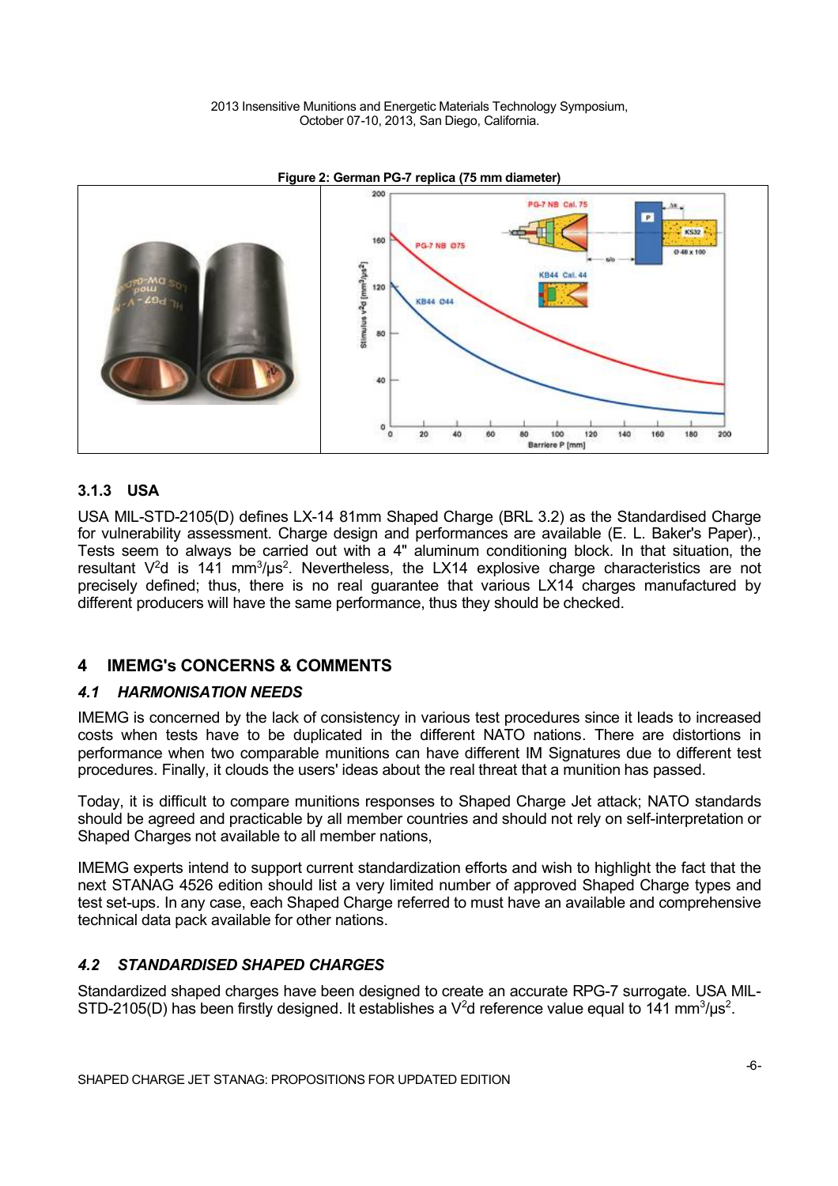**Figure 2: German PG-7 replica (75 mm diameter)**

### 3.1.3 USA

USA MIL-STD-2105(D) defines LX-14 81mm Shaped Charge (BRL 3.2) as the Standardised Charge for vulnerability assessment. Charge design and performances are available (E. L. Baker's Paper)., Tests seem to always be carried out with a 4" aluminum conditioning block. In that situation, the resultant $V^2d$ is 141 $mm^3/\mu s^2$. Nevertheless, the LX14 explosive charge characteristics are not precisely defined; thus, there is no real guarantee that various LX14 charges manufactured by different producers will have the same performance, thus they should be checked.

## 4 IMEMG's CONCERNS & COMMENTS

### *4.1 HARMONISATION NEEDS*

IMEMG is concerned by the lack of consistency in various test procedures since it leads to increased costs when tests have to be duplicated in the different NATO nations. There are distortions in performance when two comparable munitions can have different IM Signatures due to different test procedures. Finally, it clouds the users' ideas about the real threat that a munition has passed.

Today, it is difficult to compare munitions responses to Shaped Charge Jet attack; NATO standards should be agreed and practicable by all member countries and should not rely on self-interpretation or Shaped Charges not available to all member nations,

IMEMG experts intend to support current standardization efforts and wish to highlight the fact that the next STANAG 4526 edition should list a very limited number of approved Shaped Charge types and test set-ups. In any case, each Shaped Charge referred to must have an available and comprehensive technical data pack available for other nations.

### *4.2 STANDARDISED SHAPED CHARGES*

Standardized shaped charges have been designed to create an accurate RPG-7 surrogate. USA MIL-STD-2105(D) has been firstly designed. It establishes a $V^2d$ reference value equal to 141 $mm^3/\mu s^2$.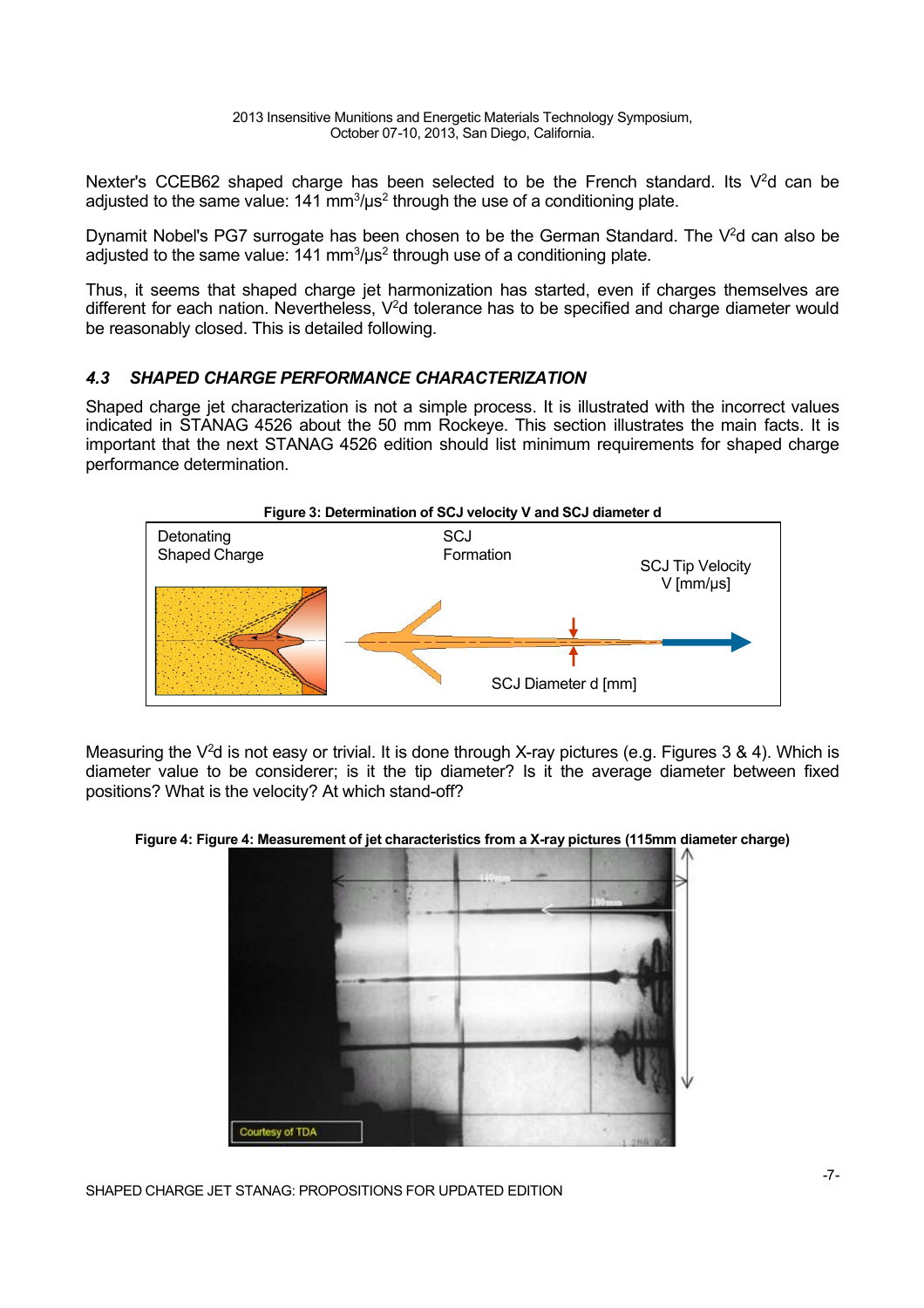Nexter's CCEB62 shaped charge has been selected to be the French standard. Its $V^2d$ can be adjusted to the same value: 141 $mm^3/\mu s^2$ through the use of a conditioning plate.

Dynamit Nobel's PG7 surrogate has been chosen to be the German Standard. The $V^2d$ can also be adjusted to the same value: 141 $mm^3/\mu s^2$ through use of a conditioning plate.

Thus, it seems that shaped charge jet harmonization has started, even if charges themselves are different for each nation. Nevertheless, $V^2d$ tolerance has to be specified and charge diameter would be reasonably closed. This is detailed following.

### *4.3 SHAPED CHARGE PERFORMANCE CHARACTERIZATION*

Shaped charge jet characterization is not a simple process. It is illustrated with the incorrect values indicated in STANAG 4526 about the 50 mm Rockeye. This section illustrates the main facts. It is important that the next STANAG 4526 edition should list minimum requirements for shaped charge performance determination.

**Figure 3: Determination of SCJ velocity V and SCJ diameter d**

Detonating Shaped Charge — SCJ Formation — SCJ Tip Velocity V [mm/μs] — SCJ Diameter d [mm]

Measuring the $V^2d$ is not easy or trivial. It is done through X-ray pictures (e.g. Figures 3 & 4). Which is diameter value to be considerer; is it the tip diameter? Is it the average diameter between fixed positions? What is the velocity? At which stand-off?

**Figure 4: Figure 4: Measurement of jet characteristics from a X-ray pictures (115mm diameter charge)**

Courtesy of TDA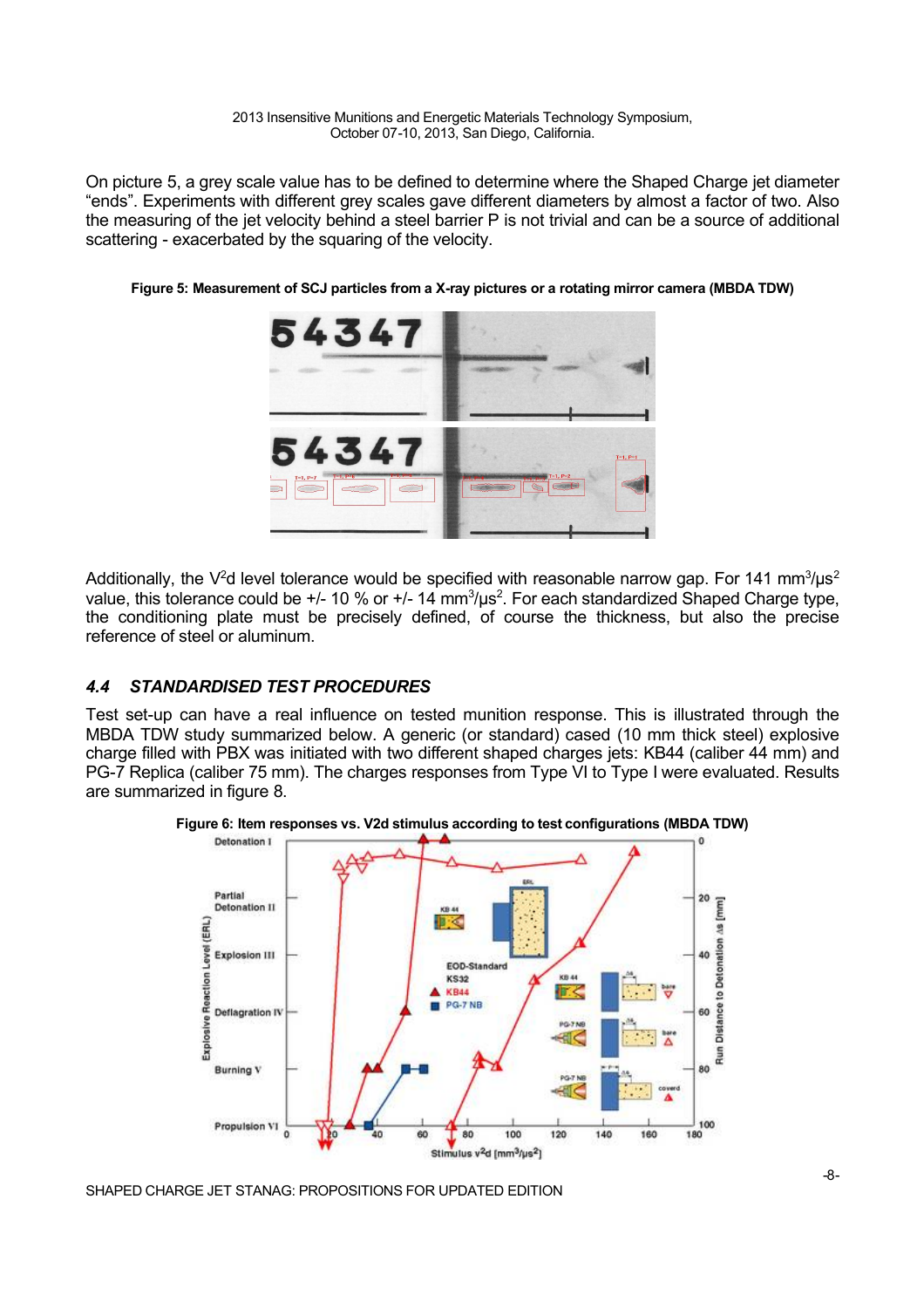On picture 5, a grey scale value has to be defined to determine where the Shaped Charge jet diameter "ends". Experiments with different grey scales gave different diameters by almost a factor of two. Also the measuring of the jet velocity behind a steel barrier P is not trivial and can be a source of additional scattering - exacerbated by the squaring of the velocity.

**Figure 5: Measurement of SCJ particles from a X-ray pictures or a rotating mirror camera (MBDA TDW)**

Additionally, the $V^2d$ level tolerance would be specified with reasonable narrow gap. For 141 $mm^3/\mu s^2$ value, this tolerance could be +/- 10 % or +/- 14 $mm^3/\mu s^2$. For each standardized Shaped Charge type, the conditioning plate must be precisely defined, of course the thickness, but also the precise reference of steel or aluminum.

## *4.4 STANDARDISED TEST PROCEDURES*

Test set-up can have a real influence on tested munition response. This is illustrated through the MBDA TDW study summarized below. A generic (or standard) cased (10 mm thick steel) explosive charge filled with PBX was initiated with two different shaped charges jets: KB44 (caliber 44 mm) and PG-7 Replica (caliber 75 mm). The charges responses from Type VI to Type I were evaluated. Results are summarized in figure 8.

**Figure 6: Item responses vs. V2d stimulus according to test configurations (MBDA TDW)**

SHAPED CHARGE JET STANAG: PROPOSITIONS FOR UPDATED EDITION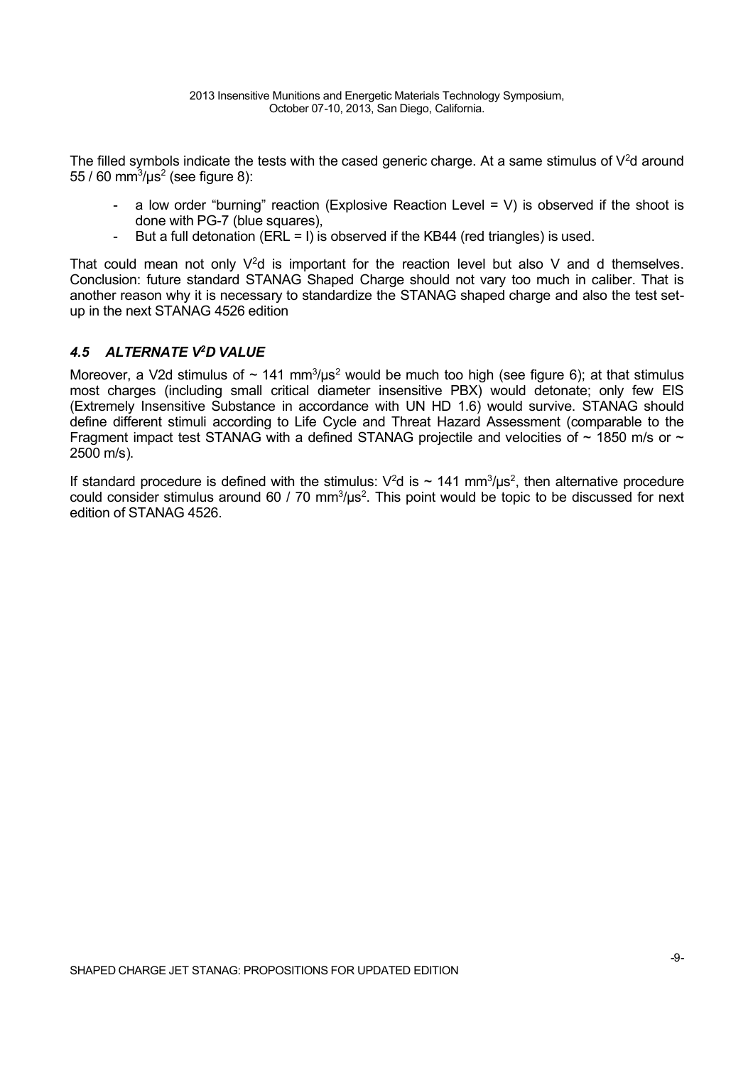The filled symbols indicate the tests with the cased generic charge. At a same stimulus of $V^2d$ around 55 / 60 $mm^3/\mu s^2$ (see figure 8):

- a low order "burning" reaction (Explosive Reaction Level = V) is observed if the shoot is done with PG-7 (blue squares),
- But a full detonation (ERL = I) is observed if the KB44 (red triangles) is used.

That could mean not only $V^2d$ is important for the reaction level but also V and d themselves. Conclusion: future standard STANAG Shaped Charge should not vary too much in caliber. That is another reason why it is necessary to standardize the STANAG shaped charge and also the test set-up in the next STANAG 4526 edition

### *4.5 ALTERNATE $V^2D$ VALUE*

Moreover, a V2d stimulus of ~ 141 $mm^3/\mu s^2$ would be much too high (see figure 6); at that stimulus most charges (including small critical diameter insensitive PBX) would detonate; only few EIS (Extremely Insensitive Substance in accordance with UN HD 1.6) would survive. STANAG should define different stimuli according to Life Cycle and Threat Hazard Assessment (comparable to the Fragment impact test STANAG with a defined STANAG projectile and velocities of ~ 1850 m/s or ~ 2500 m/s).

If standard procedure is defined with the stimulus: $V^2d$ is ~ 141 $mm^3/\mu s^2$, then alternative procedure could consider stimulus around 60 / 70 $mm^3/\mu s^2$. This point would be topic to be discussed for next edition of STANAG 4526.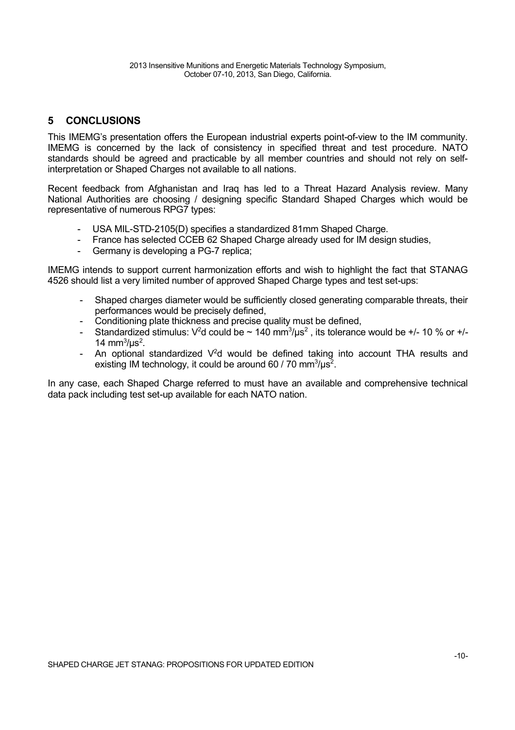## 5 CONCLUSIONS

This IMEMG's presentation offers the European industrial experts point-of-view to the IM community. IMEMG is concerned by the lack of consistency in specified threat and test procedure. NATO standards should be agreed and practicable by all member countries and should not rely on self-interpretation or Shaped Charges not available to all nations.

Recent feedback from Afghanistan and Iraq has led to a Threat Hazard Analysis review. Many National Authorities are choosing / designing specific Standard Shaped Charges which would be representative of numerous RPG7 types:

- USA MIL-STD-2105(D) specifies a standardized 81mm Shaped Charge.
- France has selected CCEB 62 Shaped Charge already used for IM design studies,
- Germany is developing a PG-7 replica;

IMEMG intends to support current harmonization efforts and wish to highlight the fact that STANAG 4526 should list a very limited number of approved Shaped Charge types and test set-ups:

- Shaped charges diameter would be sufficiently closed generating comparable threats, their performances would be precisely defined,
- Conditioning plate thickness and precise quality must be defined,
- Standardized stimulus: $V^2d$ could be ~ 140 $mm^3/\mu s^2$ , its tolerance would be +/- 10 % or +/- 14 $mm^3/\mu s^2$.
- An optional standardized $V^2d$ would be defined taking into account THA results and existing IM technology, it could be around 60 / 70 $mm^3/\mu s^2$.

In any case, each Shaped Charge referred to must have an available and comprehensive technical data pack including test set-up available for each NATO nation.